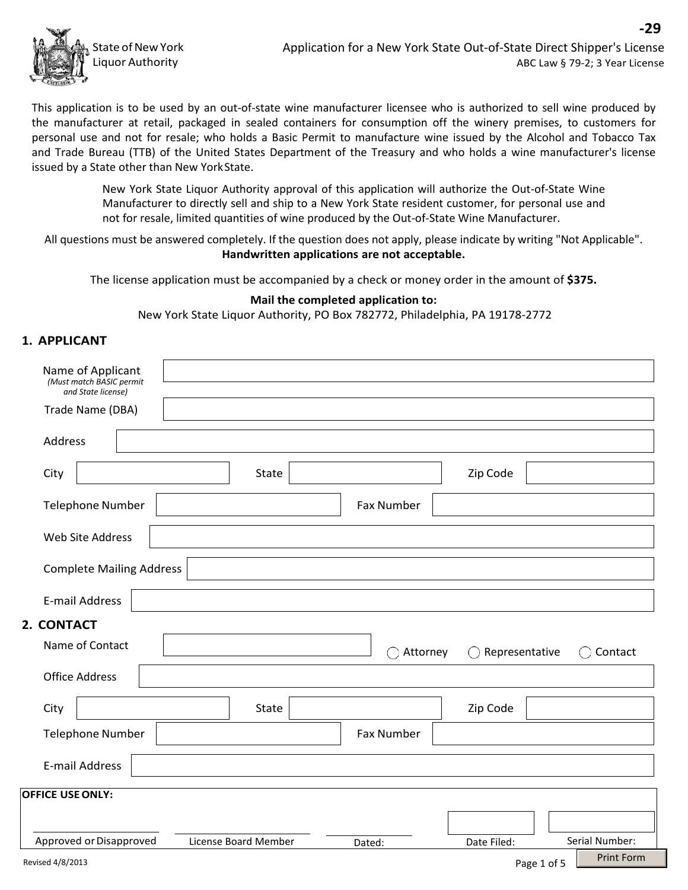-29

State of New York
Liquor Authority

# Application for a New York State Out-of-State Direct Shipper's License

ABC Law § 79-2; 3 Year License

This application is to be used by an out-of-state wine manufacturer licensee who is authorized to sell wine produced by the manufacturer at retail, packaged in sealed containers for consumption off the winery premises, to customers for personal use and not for resale; who holds a Basic Permit to manufacture wine issued by the Alcohol and Tobacco Tax and Trade Bureau (TTB) of the United States Department of the Treasury and who holds a wine manufacturer's license issued by a State other than New York State.

New York State Liquor Authority approval of this application will authorize the Out-of-State Wine Manufacturer to directly sell and ship to a New York State resident customer, for personal use and not for resale, limited quantities of wine produced by the Out-of-State Wine Manufacturer.

All questions must be answered completely. If the question does not apply, please indicate by writing "Not Applicable".
**Handwritten applications are not acceptable.**

The license application must be accompanied by a check or money order in the amount of **$375.**

**Mail the completed application to:**
New York State Liquor Authority, PO Box 782772, Philadelphia, PA 19178-2772

## 1. APPLICANT

Name of Applicant *(Must match BASIC permit and State license)*: 

Trade Name (DBA): 

Address: 

City:  State:  Zip Code: 

Telephone Number:  Fax Number: 

Web Site Address: 

Complete Mailing Address: 

E-mail Address: 

## 2. CONTACT

Name of Contact:  ◯ Attorney ◯ Representative ◯ Contact

Office Address: 

City:  State:  Zip Code: 

Telephone Number:  Fax Number: 

E-mail Address: 

**OFFICE USE ONLY:**

| Approved or Disapproved | License Board Member | Dated: | Date Filed: | Serial Number: |
|---|---|---|---|---|
| | | | | |

Revised 4/8/2013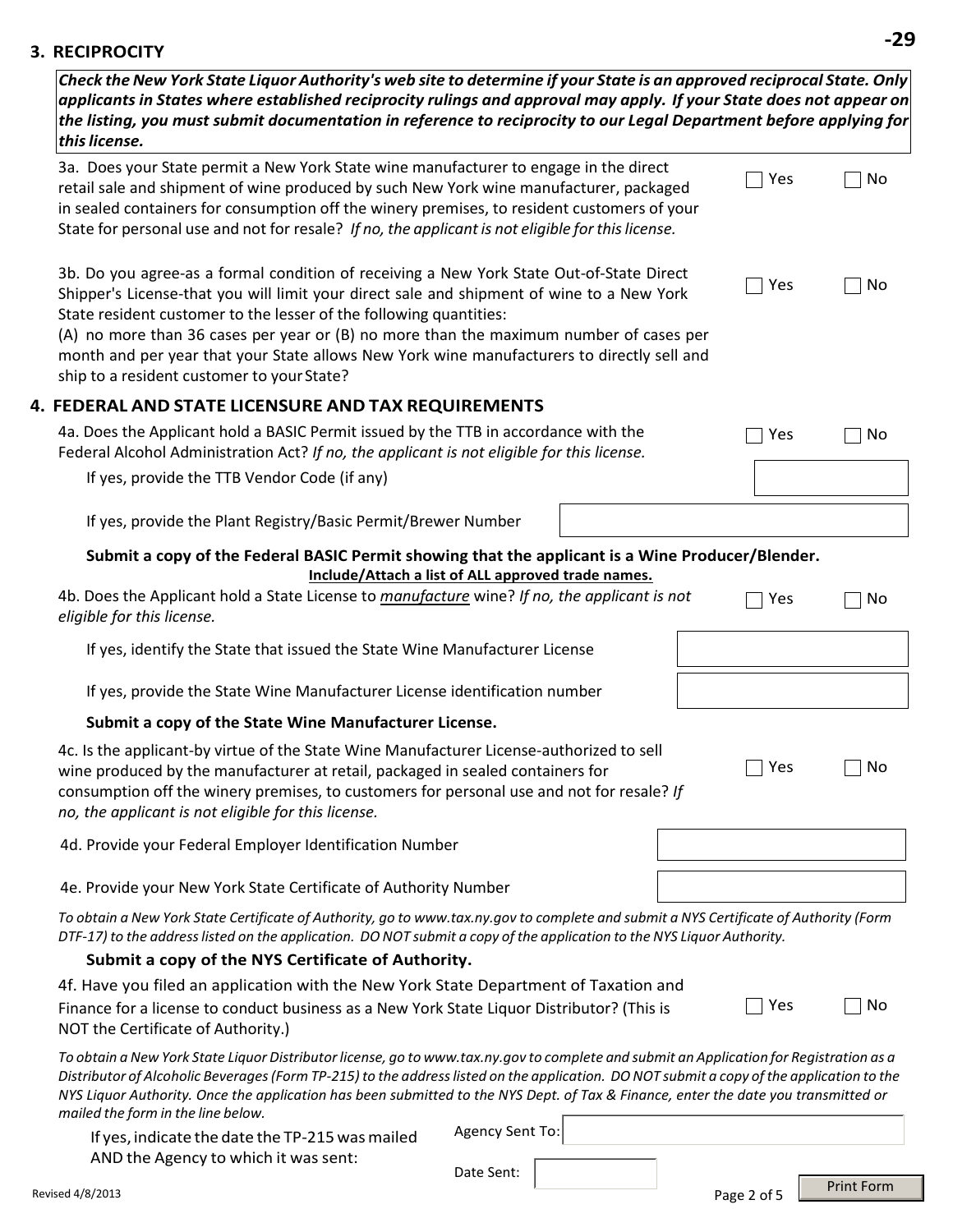## 3. RECIPROCITY

***Check the New York State Liquor Authority's web site to determine if your State is an approved reciprocal State. Only applicants in States where established reciprocity rulings and approval may apply. If your State does not appear on the listing, you must submit documentation in reference to reciprocity to our Legal Department before applying for this license.***

3a. Does your State permit a New York State wine manufacturer to engage in the direct retail sale and shipment of wine produced by such New York wine manufacturer, packaged in sealed containers for consumption off the winery premises, to resident customers of your State for personal use and not for resale? *If no, the applicant is not eligible for this license.*

☐ Yes ☐ No

3b. Do you agree-as a formal condition of receiving a New York State Out-of-State Direct Shipper's License-that you will limit your direct sale and shipment of wine to a New York State resident customer to the lesser of the following quantities:
(A) no more than 36 cases per year or (B) no more than the maximum number of cases per month and per year that your State allows New York wine manufacturers to directly sell and ship to a resident customer to your State?

☐ Yes ☐ No

## 4. FEDERAL AND STATE LICENSURE AND TAX REQUIREMENTS

4a. Does the Applicant hold a BASIC Permit issued by the TTB in accordance with the Federal Alcohol Administration Act? *If no, the applicant is not eligible for this license.*

☐ Yes ☐ No

If yes, provide the TTB Vendor Code (if any) ______

If yes, provide the Plant Registry/Basic Permit/Brewer Number ______

**Submit a copy of the Federal BASIC Permit showing that the applicant is a Wine Producer/Blender.**
**<u>Include/Attach a list of ALL approved trade names.</u>**

4b. Does the Applicant hold a State License to <u>*manufacture*</u> wine? *If no, the applicant is not eligible for this license.*

☐ Yes ☐ No

If yes, identify the State that issued the State Wine Manufacturer License ______

If yes, provide the State Wine Manufacturer License identification number ______

**Submit a copy of the State Wine Manufacturer License.**

4c. Is the applicant-by virtue of the State Wine Manufacturer License-authorized to sell wine produced by the manufacturer at retail, packaged in sealed containers for consumption off the winery premises, to customers for personal use and not for resale? *If no, the applicant is not eligible for this license.*

☐ Yes ☐ No

4d. Provide your Federal Employer Identification Number ______

4e. Provide your New York State Certificate of Authority Number ______

*To obtain a New York State Certificate of Authority, go to www.tax.ny.gov to complete and submit a NYS Certificate of Authority (Form DTF-17) to the address listed on the application. DO NOT submit a copy of the application to the NYS Liquor Authority.*

**Submit a copy of the NYS Certificate of Authority.**

4f. Have you filed an application with the New York State Department of Taxation and Finance for a license to conduct business as a New York State Liquor Distributor? (This is NOT the Certificate of Authority.)

☐ Yes ☐ No

*To obtain a New York State Liquor Distributor license, go to www.tax.ny.gov to complete and submit an Application for Registration as a Distributor of Alcoholic Beverages (Form TP-215) to the address listed on the application. DO NOT submit a copy of the application to the NYS Liquor Authority. Once the application has been submitted to the NYS Dept. of Tax & Finance, enter the date you transmitted or mailed the form in the line below.*

If yes, indicate the date the TP-215 was mailed AND the Agency to which it was sent:

Agency Sent To: ______

Date Sent: ______

Revised 4/8/2013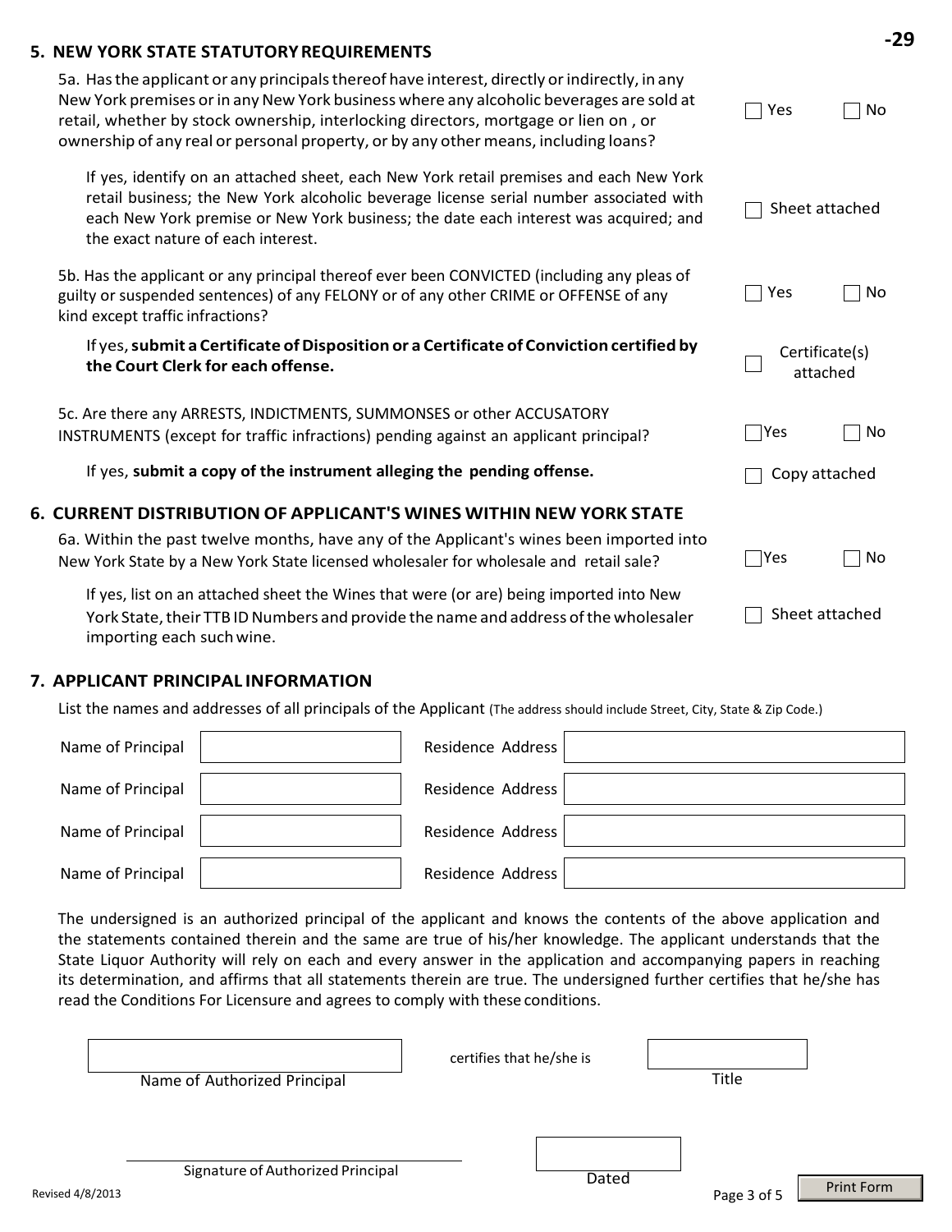## 5. NEW YORK STATE STATUTORY REQUIREMENTS

5a. Has the applicant or any principals thereof have interest, directly or indirectly, in any New York premises or in any New York business where any alcoholic beverages are sold at retail, whether by stock ownership, interlocking directors, mortgage or lien on , or ownership of any real or personal property, or by any other means, including loans?

☐ Yes ☐ No

If yes, identify on an attached sheet, each New York retail premises and each New York retail business; the New York alcoholic beverage license serial number associated with each New York premise or New York business; the date each interest was acquired; and the exact nature of each interest.

☐ Sheet attached

5b. Has the applicant or any principal thereof ever been CONVICTED (including any pleas of guilty or suspended sentences) of any FELONY or of any other CRIME or OFFENSE of any kind except traffic infractions?

☐ Yes ☐ No

If yes, **submit a Certificate of Disposition or a Certificate of Conviction certified by the Court Clerk for each offense.**

☐ Certificate(s) attached

5c. Are there any ARRESTS, INDICTMENTS, SUMMONSES or other ACCUSATORY INSTRUMENTS (except for traffic infractions) pending against an applicant principal?

☐ Yes ☐ No

If yes, **submit a copy of the instrument alleging the pending offense.**

☐ Copy attached

## 6. CURRENT DISTRIBUTION OF APPLICANT'S WINES WITHIN NEW YORK STATE

6a. Within the past twelve months, have any of the Applicant's wines been imported into New York State by a New York State licensed wholesaler for wholesale and retail sale?

☐ Yes ☐ No

If yes, list on an attached sheet the Wines that were (or are) being imported into New York State, their TTB ID Numbers and provide the name and address of the wholesaler importing each such wine.

☐ Sheet attached

## 7. APPLICANT PRINCIPAL INFORMATION

List the names and addresses of all principals of the Applicant (The address should include Street, City, State & Zip Code.)

| Name of Principal | | Residence Address | |
|---|---|---|---|
| Name of Principal | | Residence Address | |
| Name of Principal | | Residence Address | |
| Name of Principal | | Residence Address | |

The undersigned is an authorized principal of the applicant and knows the contents of the above application and the statements contained therein and the same are true of his/her knowledge. The applicant understands that the State Liquor Authority will rely on each and every answer in the application and accompanying papers in reaching its determination, and affirms that all statements therein are true. The undersigned further certifies that he/she has read the Conditions For Licensure and agrees to comply with these conditions.

_______________________ certifies that he/she is _______________
Name of Authorized Principal Title

_______________________ _______________
Signature of Authorized Principal Dated

Revised 4/8/2013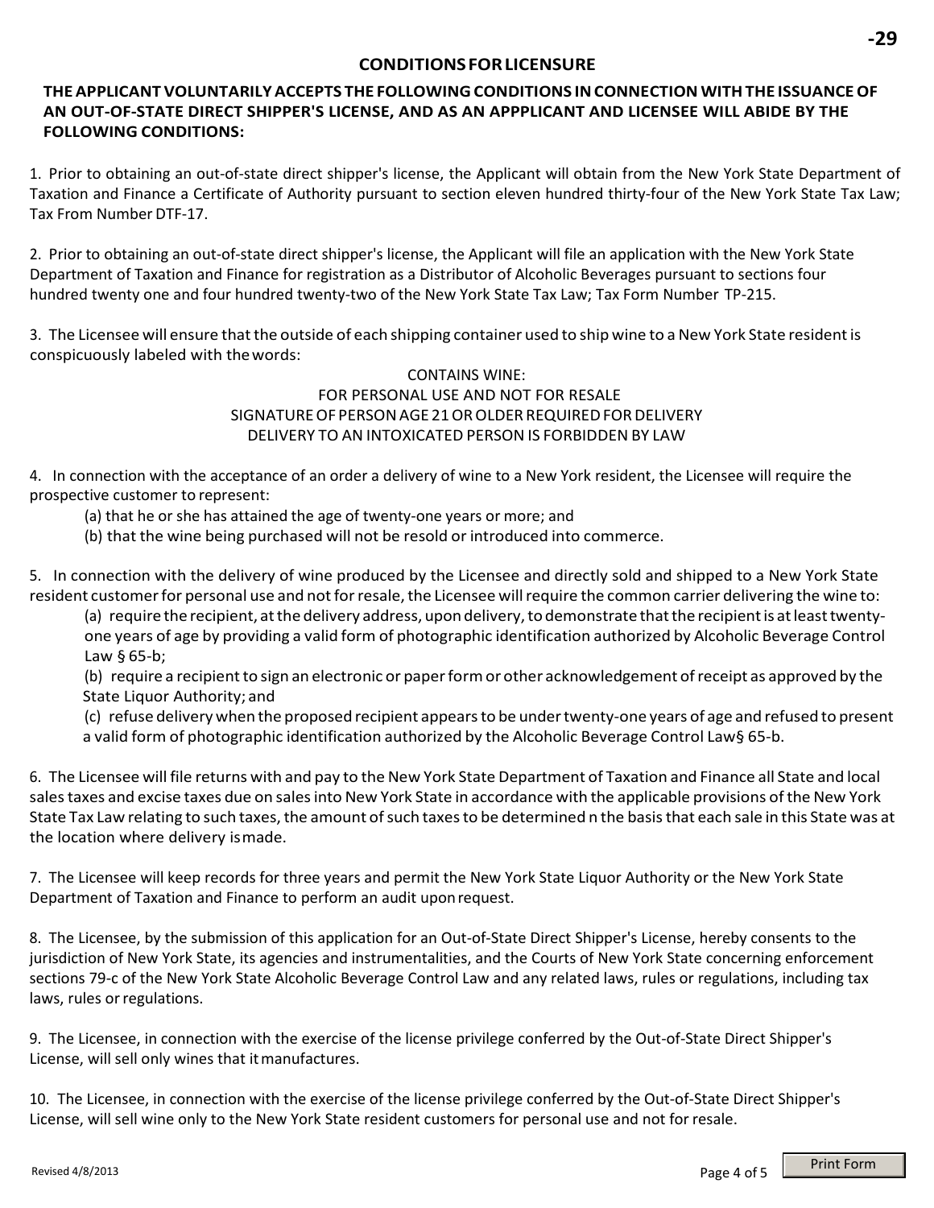## CONDITIONS FOR LICENSURE

**THE APPLICANT VOLUNTARILY ACCEPTS THE FOLLOWING CONDITIONS IN CONNECTION WITH THE ISSUANCE OF AN OUT-OF-STATE DIRECT SHIPPER'S LICENSE, AND AS AN APPPLICANT AND LICENSEE WILL ABIDE BY THE FOLLOWING CONDITIONS:**

1. Prior to obtaining an out-of-state direct shipper's license, the Applicant will obtain from the New York State Department of Taxation and Finance a Certificate of Authority pursuant to section eleven hundred thirty-four of the New York State Tax Law; Tax From Number DTF-17.

2. Prior to obtaining an out-of-state direct shipper's license, the Applicant will file an application with the New York State Department of Taxation and Finance for registration as a Distributor of Alcoholic Beverages pursuant to sections four hundred twenty one and four hundred twenty-two of the New York State Tax Law; Tax Form Number TP-215.

3. The Licensee will ensure that the outside of each shipping container used to ship wine to a New York State resident is conspicuously labeled with the words:

CONTAINS WINE:
FOR PERSONAL USE AND NOT FOR RESALE
SIGNATURE OF PERSON AGE 21 OR OLDER REQUIRED FOR DELIVERY
DELIVERY TO AN INTOXICATED PERSON IS FORBIDDEN BY LAW

4. In connection with the acceptance of an order a delivery of wine to a New York resident, the Licensee will require the prospective customer to represent:
   (a) that he or she has attained the age of twenty-one years or more; and
   (b) that the wine being purchased will not be resold or introduced into commerce.

5. In connection with the delivery of wine produced by the Licensee and directly sold and shipped to a New York State resident customer for personal use and not for resale, the Licensee will require the common carrier delivering the wine to:
   (a) require the recipient, at the delivery address, upon delivery, to demonstrate that the recipient is at least twenty-one years of age by providing a valid form of photographic identification authorized by Alcoholic Beverage Control Law § 65-b;
   (b) require a recipient to sign an electronic or paper form or other acknowledgement of receipt as approved by the State Liquor Authority; and
   (c) refuse delivery when the proposed recipient appears to be under twenty-one years of age and refused to present a valid form of photographic identification authorized by the Alcoholic Beverage Control Law§ 65-b.

6. The Licensee will file returns with and pay to the New York State Department of Taxation and Finance all State and local sales taxes and excise taxes due on sales into New York State in accordance with the applicable provisions of the New York State Tax Law relating to such taxes, the amount of such taxes to be determined n the basis that each sale in this State was at the location where delivery is made.

7. The Licensee will keep records for three years and permit the New York State Liquor Authority or the New York State Department of Taxation and Finance to perform an audit upon request.

8. The Licensee, by the submission of this application for an Out-of-State Direct Shipper's License, hereby consents to the jurisdiction of New York State, its agencies and instrumentalities, and the Courts of New York State concerning enforcement sections 79-c of the New York State Alcoholic Beverage Control Law and any related laws, rules or regulations, including tax laws, rules or regulations.

9. The Licensee, in connection with the exercise of the license privilege conferred by the Out-of-State Direct Shipper's License, will sell only wines that it manufactures.

10. The Licensee, in connection with the exercise of the license privilege conferred by the Out-of-State Direct Shipper's License, will sell wine only to the New York State resident customers for personal use and not for resale.

Revised 4/8/2013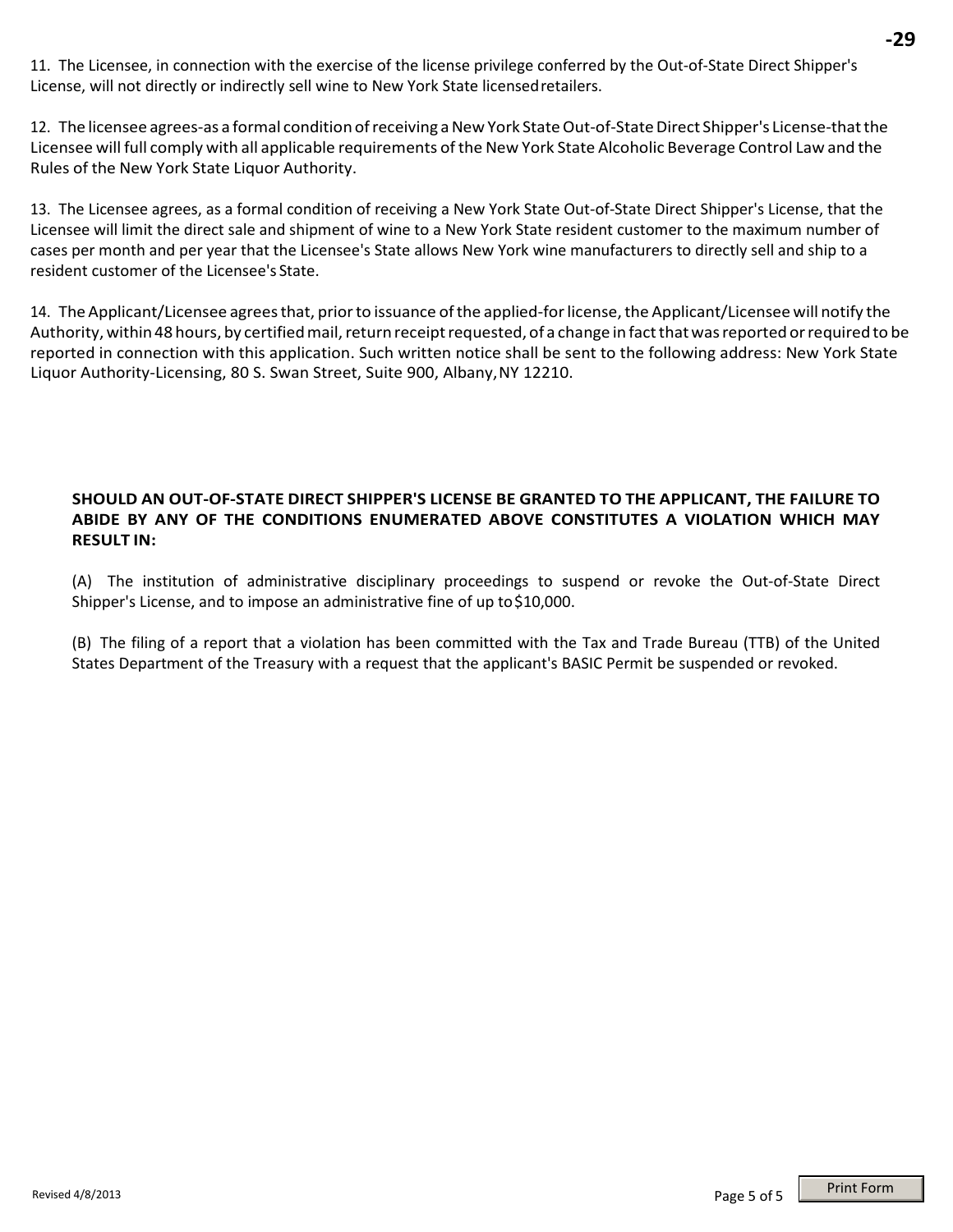11. The Licensee, in connection with the exercise of the license privilege conferred by the Out-of-State Direct Shipper's License, will not directly or indirectly sell wine to New York State licensed retailers.

12. The licensee agrees-as a formal condition of receiving a New York State Out-of-State Direct Shipper's License-that the Licensee will full comply with all applicable requirements of the New York State Alcoholic Beverage Control Law and the Rules of the New York State Liquor Authority.

13. The Licensee agrees, as a formal condition of receiving a New York State Out-of-State Direct Shipper's License, that the Licensee will limit the direct sale and shipment of wine to a New York State resident customer to the maximum number of cases per month and per year that the Licensee's State allows New York wine manufacturers to directly sell and ship to a resident customer of the Licensee's State.

14. The Applicant/Licensee agrees that, prior to issuance of the applied-for license, the Applicant/Licensee will notify the Authority, within 48 hours, by certified mail, return receipt requested, of a change in fact that was reported or required to be reported in connection with this application. Such written notice shall be sent to the following address: New York State Liquor Authority-Licensing, 80 S. Swan Street, Suite 900, Albany, NY 12210.

**SHOULD AN OUT-OF-STATE DIRECT SHIPPER'S LICENSE BE GRANTED TO THE APPLICANT, THE FAILURE TO ABIDE BY ANY OF THE CONDITIONS ENUMERATED ABOVE CONSTITUTES A VIOLATION WHICH MAY RESULT IN:**

(A) The institution of administrative disciplinary proceedings to suspend or revoke the Out-of-State Direct Shipper's License, and to impose an administrative fine of up to $10,000.

(B) The filing of a report that a violation has been committed with the Tax and Trade Bureau (TTB) of the United States Department of the Treasury with a request that the applicant's BASIC Permit be suspended or revoked.

Revised 4/8/2013